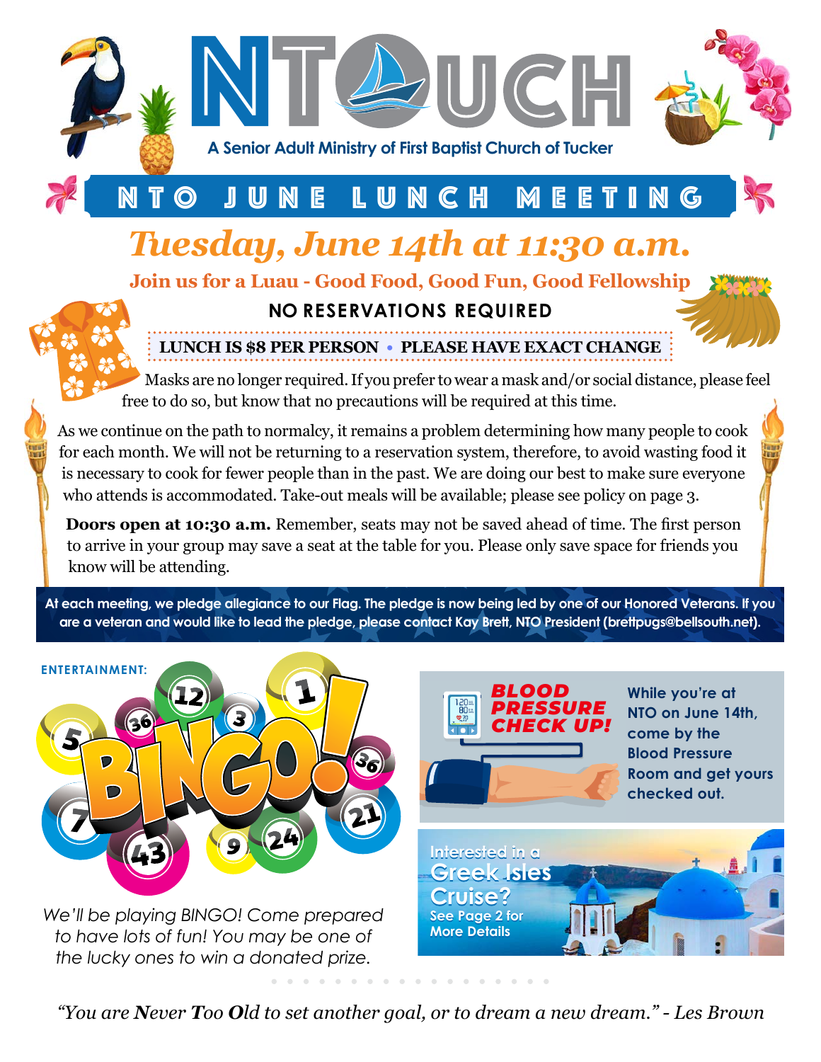# NTOUCH

A Senior Adult Ministry of First Baptist Church of Tucker

## NTO JUNE LUNCH MEETING

## *Tuesday, June 14th at 11:30 a.m.*

**Join us for a Luau - Good Food, Good Fun, Good Fellowship**

**NO RESERVATIONS REQUIRED**

**LUNCH IS $8 PER PERSON • PLEASE HAVE EXACT CHANGE**

Masks are no longer required. If you prefer to wear a mask and/or social distance, please feel free to do so, but know that no precautions will be required at this time.

As we continue on the path to normalcy, it remains a problem determining how many people to cook for each month. We will not be returning to a reservation system, therefore, to avoid wasting food it is necessary to cook for fewer people than in the past. We are doing our best to make sure everyone who attends is accommodated. Take-out meals will be available; please see policy on page 3.

**Doors open at 10:30 a.m.** Remember, seats may not be saved ahead of time. The first person to arrive in your group may save a seat at the table for you. Please only save space for friends you know will be attending.

**At each meeting, we pledge allegiance to our Flag. The pledge is now being led by one of our Honored Veterans. If you are a veteran and would like to lead the pledge, please contact Kay Brett, NTO President (brettpugs@bellsouth.net).**

**ENTERTAINMENT:**

**BINGO!**

*We'll be playing BINGO! Come prepared to have lots of fun! You may be one of the lucky ones to win a donated prize.*

**BLOOD PRESSURE CHECK UP!**

**While you're at NTO on June 14th, come by the Blood Pressure Room and get yours checked out.**

**Interested in a Greek Isles Cruise?**
**See Page 2 for More Details**

*"You are **N**ever **T**oo **O**ld to set another goal, or to dream a new dream." - Les Brown*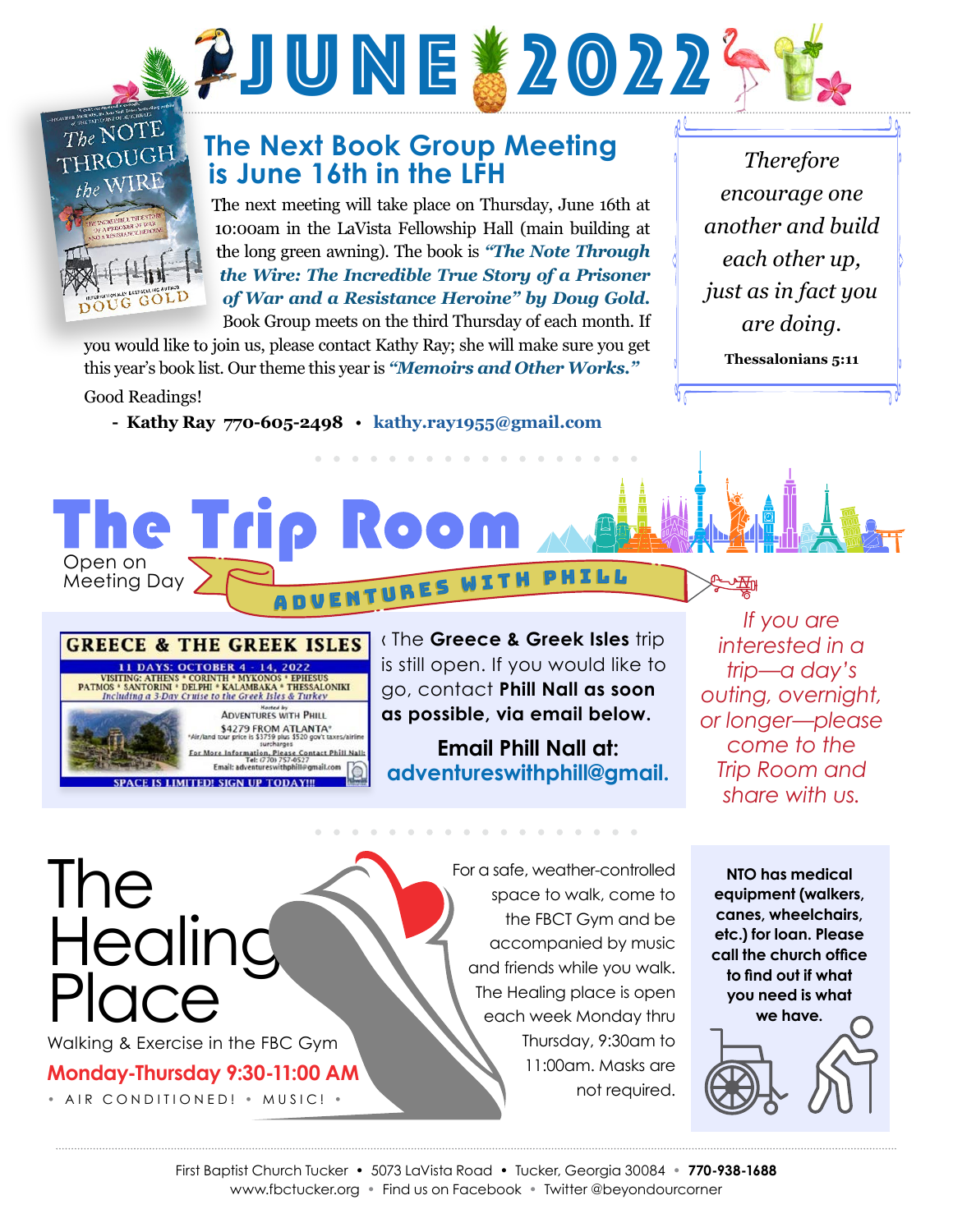# JUNE 2022

## The Next Book Group Meeting is June 16th in the LFH

The next meeting will take place on Thursday, June 16th at 10:00am in the LaVista Fellowship Hall (main building at the long green awning). The book is ***"The Note Through the Wire: The Incredible True Story of a Prisoner of War and a Resistance Heroine" by Doug Gold.*** Book Group meets on the third Thursday of each month. If you would like to join us, please contact Kathy Ray; she will make sure you get this year's book list. Our theme this year is ***"Memoirs and Other Works."***

Good Readings!

- **Kathy Ray 770-605-2498** • **kathy.ray1955@gmail.com**

*Therefore encourage one another and build each other up, just as in fact you are doing.*

**Thessalonians 5:11**

# The Trip Room

Open on Meeting Day

**ADVENTURES WITH PHILL**

**GREECE & THE GREEK ISLES**

11 DAYS: OCTOBER 4 - 14, 2022

VISITING: ATHENS * CORINTH * MYKONOS * EPHESUS PATMOS * SANTORINI * DELPHI * KALAMBAKA * THESSALONIKI

Including a 3-Day Cruise to the Greek Isles & Turkey

Hosted by Adventures with Phill

$4279 FROM ATLANTA*

*Air/land tour price is $3759 plus $520 gov't taxes/airline surcharges

For More Information, Please Contact Phill Nall: Tel: (770) 757-0527 Email: adventureswithphill@gmail.com

SPACE IS LIMITED! SIGN UP TODAY!!!

The **Greece & Greek Isles** trip is still open. If you would like to go, contact **Phill Nall as soon as possible, via email below.**

**Email Phill Nall at:**
**adventureswithphill@gmail.**

*If you are interested in a trip—a day's outing, overnight, or longer—please come to the Trip Room and share with us.*

# The Healing Place

Walking & Exercise in the FBC Gym

**Monday-Thursday 9:30-11:00 AM**

• AIR CONDITIONED! • MUSIC! •

For a safe, weather-controlled space to walk, come to the FBCT Gym and be accompanied by music and friends while you walk. The Healing place is open each week Monday thru Thursday, 9:30am to 11:00am. Masks are not required.

**NTO has medical equipment (walkers, canes, wheelchairs, etc.) for loan. Please call the church office to find out if what you need is what we have.**

First Baptist Church Tucker • 5073 LaVista Road • Tucker, Georgia 30084 • **770-938-1688**
www.fbctucker.org • Find us on Facebook • Twitter @beyondourcorner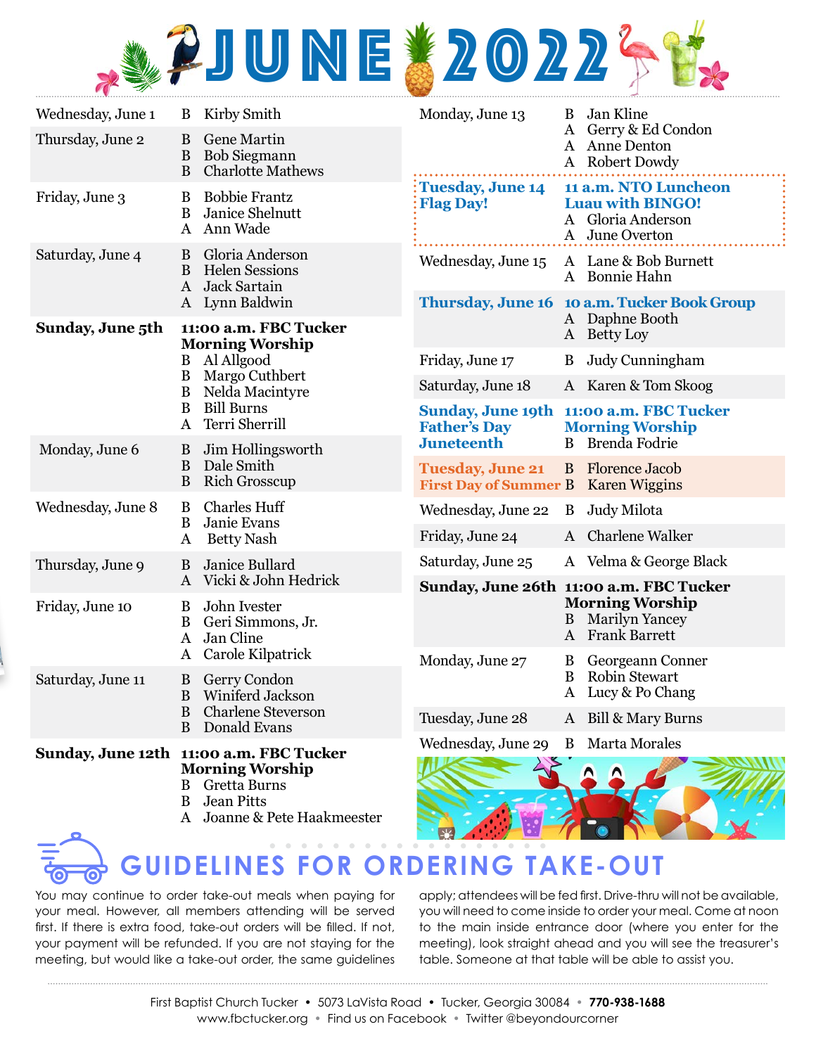# JUNE 2022

| | | |
|---|---|---|
| Wednesday, June 1 | B | Kirby Smith |
| Thursday, June 2 | B | Gene Martin |
| | B | Bob Siegmann |
| | B | Charlotte Mathews |
| Friday, June 3 | B | Bobbie Frantz |
| | B | Janice Shelnutt |
| | A | Ann Wade |
| Saturday, June 4 | B | Gloria Anderson |
| | B | Helen Sessions |
| | A | Jack Sartain |
| | A | Lynn Baldwin |
| **Sunday, June 5th** | **11:00 a.m. FBC Tucker Morning Worship** | |
| | B | Al Allgood |
| | B | Margo Cuthbert |
| | B | Nelda Macintyre |
| | B | Bill Burns |
| | A | Terri Sherrill |
| Monday, June 6 | B | Jim Hollingsworth |
| | B | Dale Smith |
| | B | Rich Grosscup |
| Wednesday, June 8 | B | Charles Huff |
| | B | Janie Evans |
| | A | Betty Nash |
| Thursday, June 9 | B | Janice Bullard |
| | A | Vicki & John Hedrick |
| Friday, June 10 | B | John Ivester |
| | B | Geri Simmons, Jr. |
| | A | Jan Cline |
| | A | Carole Kilpatrick |
| Saturday, June 11 | B | Gerry Condon |
| | B | Winiferd Jackson |
| | B | Charlene Steverson |
| | B | Donald Evans |
| **Sunday, June 12th** | **11:00 a.m. FBC Tucker Morning Worship** | |
| | B | Gretta Burns |
| | B | Jean Pitts |
| | A | Joanne & Pete Haakmeester |
| Monday, June 13 | B | Jan Kline |
| | A | Gerry & Ed Condon |
| | A | Anne Denton |
| | A | Robert Dowdy |
| **Tuesday, June 14 Flag Day!** | **11 a.m. NTO Luncheon Luau with BINGO!** | |
| | A | Gloria Anderson |
| | A | June Overton |
| Wednesday, June 15 | A | Lane & Bob Burnett |
| | A | Bonnie Hahn |
| **Thursday, June 16** | **10 a.m. Tucker Book Group** | |
| | A | Daphne Booth |
| | A | Betty Loy |
| Friday, June 17 | B | Judy Cunningham |
| Saturday, June 18 | A | Karen & Tom Skoog |
| **Sunday, June 19th Father's Day Juneteenth** | **11:00 a.m. FBC Tucker Morning Worship** | |
| | B | Brenda Fodrie |
| **Tuesday, June 21 First Day of Summer** | B | Florence Jacob |
| | B | Karen Wiggins |
| Wednesday, June 22 | B | Judy Milota |
| Friday, June 24 | A | Charlene Walker |
| Saturday, June 25 | A | Velma & George Black |
| **Sunday, June 26th** | **11:00 a.m. FBC Tucker Morning Worship** | |
| | B | Marilyn Yancey |
| | A | Frank Barrett |
| Monday, June 27 | B | Georgeann Conner |
| | B | Robin Stewart |
| | A | Lucy & Po Chang |
| Tuesday, June 28 | A | Bill & Mary Burns |
| Wednesday, June 29 | B | Marta Morales |

## GUIDELINES FOR ORDERING TAKE-OUT

You may continue to order take-out meals when paying for your meal. However, all members attending will be served first. If there is extra food, take-out orders will be filled. If not, your payment will be refunded. If you are not staying for the meeting, but would like a take-out order, the same guidelines apply; attendees will be fed first. Drive-thru will not be available, you will need to come inside to order your meal. Come at noon to the main inside entrance door (where you enter for the meeting), look straight ahead and you will see the treasurer's table. Someone at that table will be able to assist you.

First Baptist Church Tucker • 5073 LaVista Road • Tucker, Georgia 30084 • **770-938-1688**
www.fbctucker.org • Find us on Facebook • Twitter @beyondourcorner